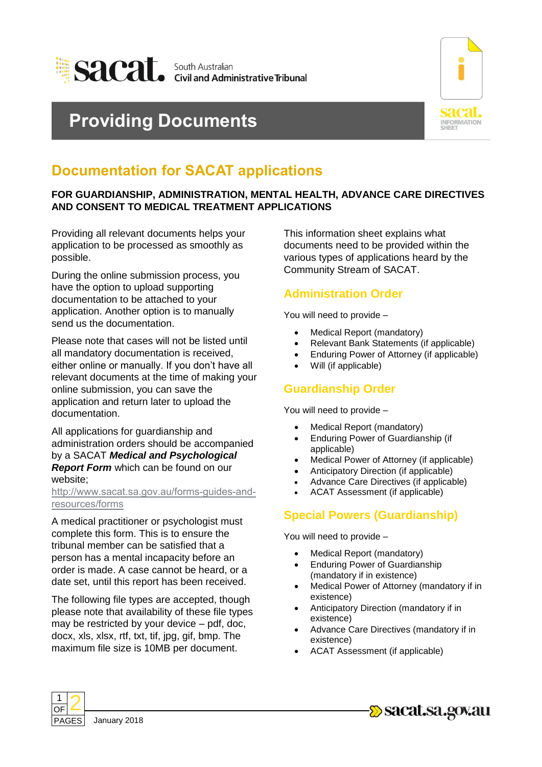South Australian Civil and Administrative Tribunal

# Providing Documents

## Documentation for SACAT applications

**FOR GUARDIANSHIP, ADMINISTRATION, MENTAL HEALTH, ADVANCE CARE DIRECTIVES AND CONSENT TO MEDICAL TREATMENT APPLICATIONS**

Providing all relevant documents helps your application to be processed as smoothly as possible.

During the online submission process, you have the option to upload supporting documentation to be attached to your application. Another option is to manually send us the documentation.

Please note that cases will not be listed until all mandatory documentation is received, either online or manually. If you don't have all relevant documents at the time of making your online submission, you can save the application and return later to upload the documentation.

All applications for guardianship and administration orders should be accompanied by a SACAT ***Medical and Psychological Report Form*** which can be found on our website; http://www.sacat.sa.gov.au/forms-guides-and-resources/forms

A medical practitioner or psychologist must complete this form. This is to ensure the tribunal member can be satisfied that a person has a mental incapacity before an order is made. A case cannot be heard, or a date set, until this report has been received.

The following file types are accepted, though please note that availability of these file types may be restricted by your device – pdf, doc, docx, xls, xlsx, rtf, txt, tif, jpg, gif, bmp. The maximum file size is 10MB per document.

This information sheet explains what documents need to be provided within the various types of applications heard by the Community Stream of SACAT.

### Administration Order

You will need to provide –

- Medical Report (mandatory)
- Relevant Bank Statements (if applicable)
- Enduring Power of Attorney (if applicable)
- Will (if applicable)

### Guardianship Order

You will need to provide –

- Medical Report (mandatory)
- Enduring Power of Guardianship (if applicable)
- Medical Power of Attorney (if applicable)
- Anticipatory Direction (if applicable)
- Advance Care Directives (if applicable)
- ACAT Assessment (if applicable)

### Special Powers (Guardianship)

You will need to provide –

- Medical Report (mandatory)
- Enduring Power of Guardianship (mandatory if in existence)
- Medical Power of Attorney (mandatory if in existence)
- Anticipatory Direction (mandatory if in existence)
- Advance Care Directives (mandatory if in existence)
- ACAT Assessment (if applicable)

January 2018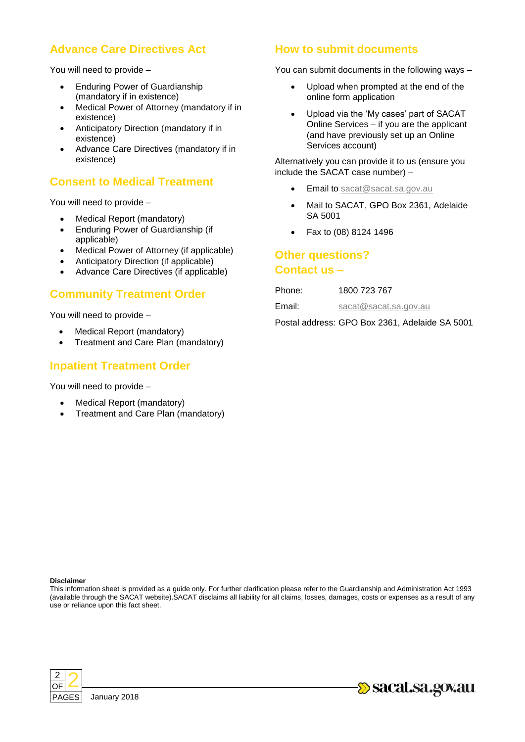## Advance Care Directives Act

You will need to provide –

- Enduring Power of Guardianship (mandatory if in existence)
- Medical Power of Attorney (mandatory if in existence)
- Anticipatory Direction (mandatory if in existence)
- Advance Care Directives (mandatory if in existence)

## Consent to Medical Treatment

You will need to provide –

- Medical Report (mandatory)
- Enduring Power of Guardianship (if applicable)
- Medical Power of Attorney (if applicable)
- Anticipatory Direction (if applicable)
- Advance Care Directives (if applicable)

## Community Treatment Order

You will need to provide –

- Medical Report (mandatory)
- Treatment and Care Plan (mandatory)

## Inpatient Treatment Order

You will need to provide –

- Medical Report (mandatory)
- Treatment and Care Plan (mandatory)

## How to submit documents

You can submit documents in the following ways –

- Upload when prompted at the end of the online form application
- Upload via the 'My cases' part of SACAT Online Services – if you are the applicant (and have previously set up an Online Services account)

Alternatively you can provide it to us (ensure you include the SACAT case number) –

- Email to sacat@sacat.sa.gov.au
- Mail to SACAT, GPO Box 2361, Adelaide SA 5001
- Fax to (08) 8124 1496

## Other questions? Contact us –

Phone: 1800 723 767

Email: sacat@sacat.sa.gov.au

Postal address: GPO Box 2361, Adelaide SA 5001

**Disclaimer**
This information sheet is provided as a guide only. For further clarification please refer to the Guardianship and Administration Act 1993 (available through the SACAT website).SACAT disclaims all liability for all claims, losses, damages, costs or expenses as a result of any use or reliance upon this fact sheet.

January 2018

sacat.sa.gov.au